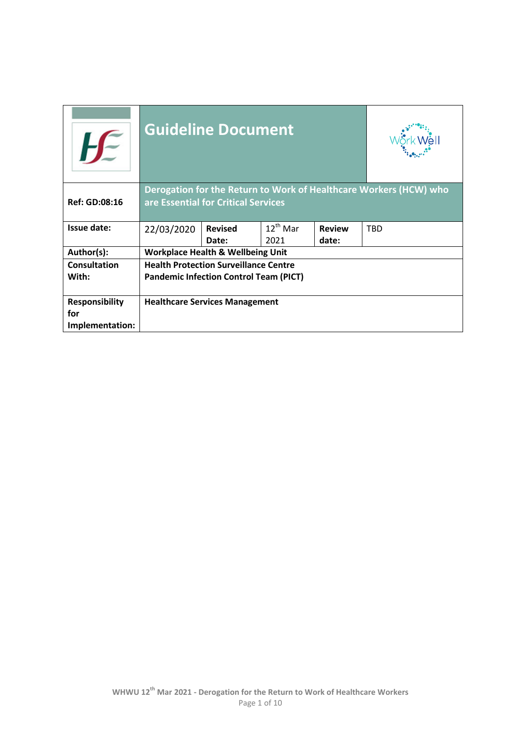| | **Guideline Document** | | | |
|---|---|---|---|---|
| **Ref: GD:08:16** | **Derogation for the Return to Work of Healthcare Workers (HCW) who are Essential for Critical Services** | | | |
| **Issue date:** | 22/03/2020 | **Revised Date:** | 12th Mar 2021 | **Review date:** TBD |
| **Author(s):** | **Workplace Health & Wellbeing Unit** | | | |
| **Consultation With:** | **Health Protection Surveillance Centre**<br>**Pandemic Infection Control Team (PICT)** | | | |
| **Responsibility for Implementation:** | **Healthcare Services Management** | | | |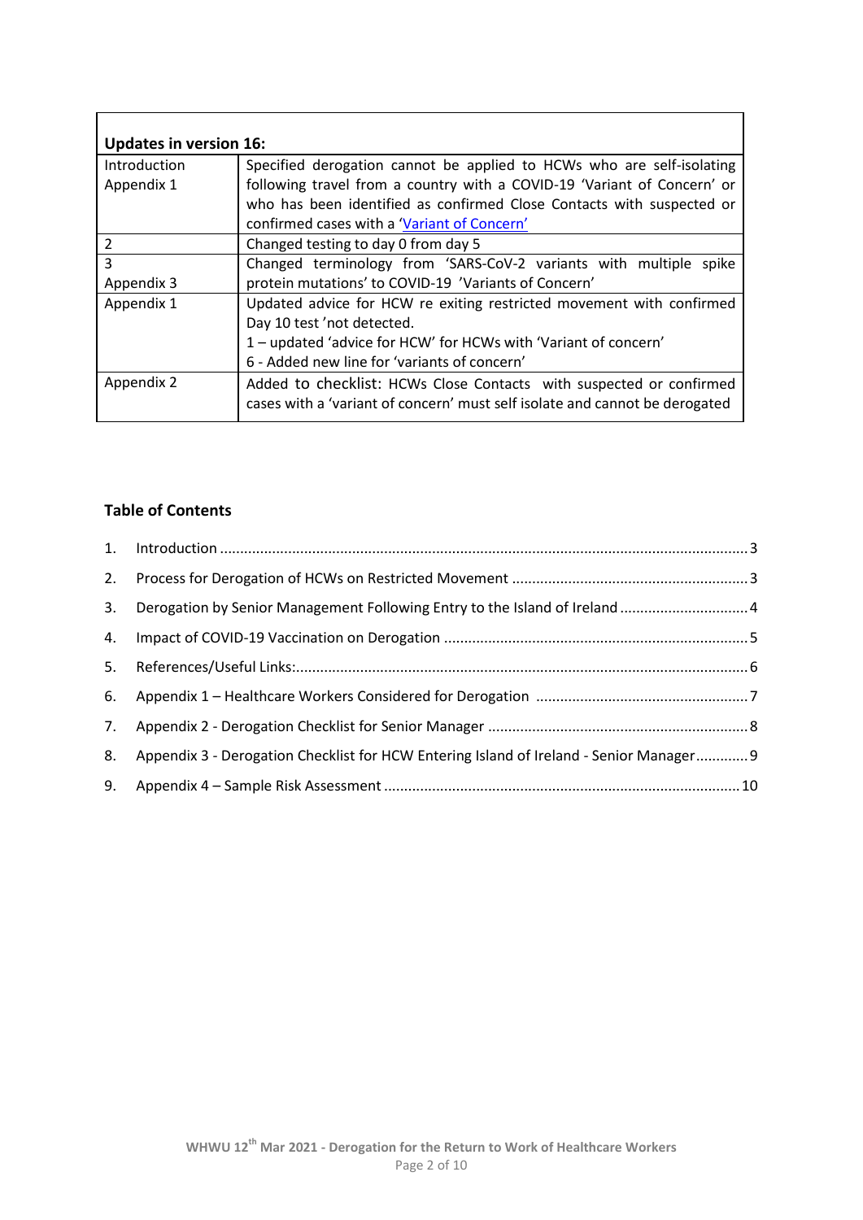| Updates in version 16: | |
|---|---|
| Introduction<br>Appendix 1 | Specified derogation cannot be applied to HCWs who are self-isolating following travel from a country with a COVID-19 'Variant of Concern' or who has been identified as confirmed Close Contacts with suspected or confirmed cases with a 'Variant of Concern' |
| 2 | Changed testing to day 0 from day 5 |
| 3<br>Appendix 3 | Changed terminology from 'SARS-CoV-2 variants with multiple spike protein mutations' to COVID-19 'Variants of Concern' |
| Appendix 1 | Updated advice for HCW re exiting restricted movement with confirmed Day 10 test 'not detected.<br>1 – updated 'advice for HCW' for HCWs with 'Variant of concern'<br>6 - Added new line for 'variants of concern' |
| Appendix 2 | Added to checklist: HCWs Close Contacts with suspected or confirmed cases with a 'variant of concern' must self isolate and cannot be derogated |

**Table of Contents**

1. Introduction ..... 3
2. Process for Derogation of HCWs on Restricted Movement ..... 3
3. Derogation by Senior Management Following Entry to the Island of Ireland ..... 4
4. Impact of COVID-19 Vaccination on Derogation ..... 5
5. References/Useful Links: ..... 6
6. Appendix 1 – Healthcare Workers Considered for Derogation ..... 7
7. Appendix 2 - Derogation Checklist for Senior Manager ..... 8
8. Appendix 3 - Derogation Checklist for HCW Entering Island of Ireland - Senior Manager ..... 9
9. Appendix 4 – Sample Risk Assessment ..... 10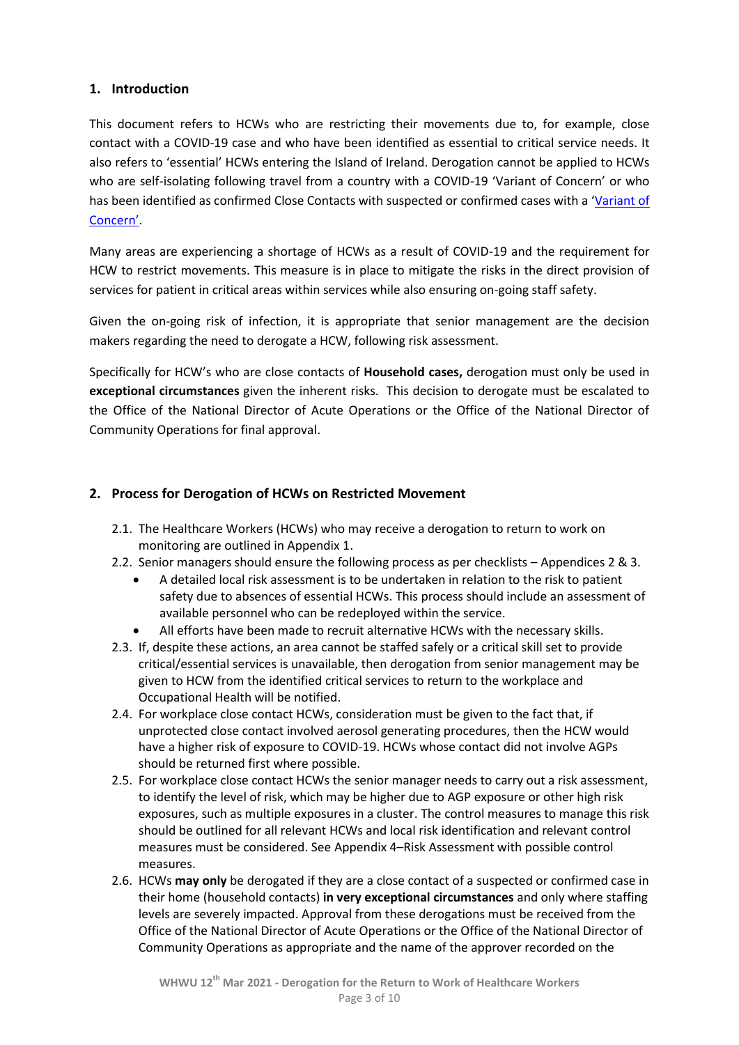## 1. Introduction

This document refers to HCWs who are restricting their movements due to, for example, close contact with a COVID-19 case and who have been identified as essential to critical service needs. It also refers to 'essential' HCWs entering the Island of Ireland. Derogation cannot be applied to HCWs who are self-isolating following travel from a country with a COVID-19 'Variant of Concern' or who has been identified as confirmed Close Contacts with suspected or confirmed cases with a 'Variant of Concern'.

Many areas are experiencing a shortage of HCWs as a result of COVID-19 and the requirement for HCW to restrict movements. This measure is in place to mitigate the risks in the direct provision of services for patient in critical areas within services while also ensuring on-going staff safety.

Given the on-going risk of infection, it is appropriate that senior management are the decision makers regarding the need to derogate a HCW, following risk assessment.

Specifically for HCW's who are close contacts of **Household cases,** derogation must only be used in **exceptional circumstances** given the inherent risks. This decision to derogate must be escalated to the Office of the National Director of Acute Operations or the Office of the National Director of Community Operations for final approval.

## 2. Process for Derogation of HCWs on Restricted Movement

2.1. The Healthcare Workers (HCWs) who may receive a derogation to return to work on monitoring are outlined in Appendix 1.

2.2. Senior managers should ensure the following process as per checklists – Appendices 2 & 3.

- A detailed local risk assessment is to be undertaken in relation to the risk to patient safety due to absences of essential HCWs. This process should include an assessment of available personnel who can be redeployed within the service.
- All efforts have been made to recruit alternative HCWs with the necessary skills.

2.3. If, despite these actions, an area cannot be staffed safely or a critical skill set to provide critical/essential services is unavailable, then derogation from senior management may be given to HCW from the identified critical services to return to the workplace and Occupational Health will be notified.

2.4. For workplace close contact HCWs, consideration must be given to the fact that, if unprotected close contact involved aerosol generating procedures, then the HCW would have a higher risk of exposure to COVID-19. HCWs whose contact did not involve AGPs should be returned first where possible.

2.5. For workplace close contact HCWs the senior manager needs to carry out a risk assessment, to identify the level of risk, which may be higher due to AGP exposure or other high risk exposures, such as multiple exposures in a cluster. The control measures to manage this risk should be outlined for all relevant HCWs and local risk identification and relevant control measures must be considered. See Appendix 4–Risk Assessment with possible control measures.

2.6. HCWs **may only** be derogated if they are a close contact of a suspected or confirmed case in their home (household contacts) **in very exceptional circumstances** and only where staffing levels are severely impacted. Approval from these derogations must be received from the Office of the National Director of Acute Operations or the Office of the National Director of Community Operations as appropriate and the name of the approver recorded on the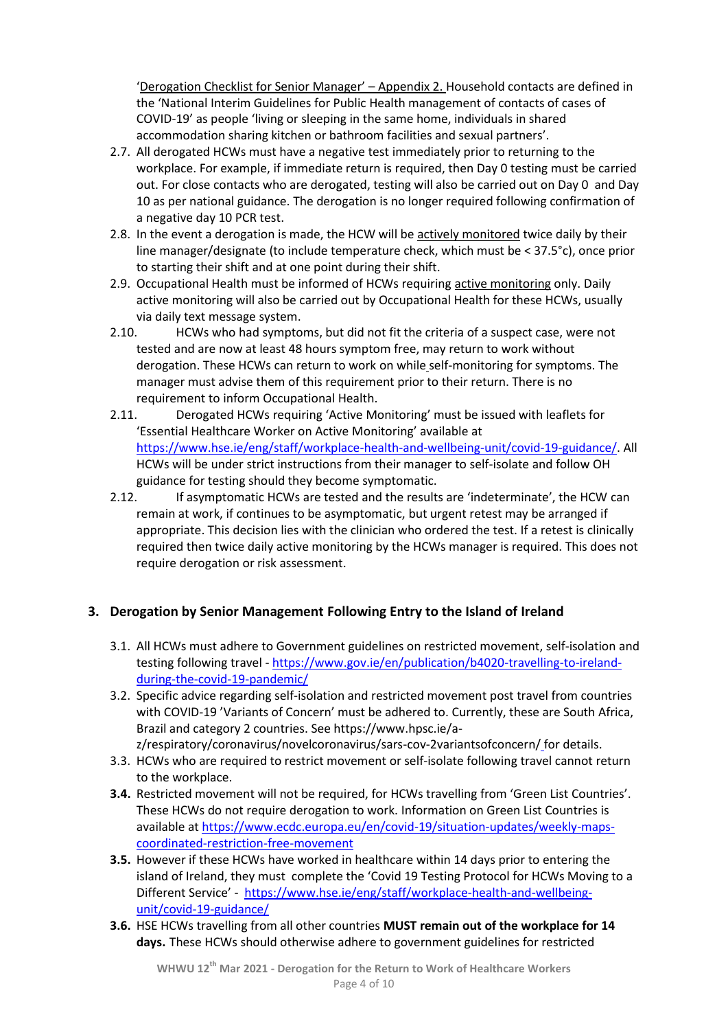'Derogation Checklist for Senior Manager' – Appendix 2. Household contacts are defined in the 'National Interim Guidelines for Public Health management of contacts of cases of COVID-19' as people 'living or sleeping in the same home, individuals in shared accommodation sharing kitchen or bathroom facilities and sexual partners'.

2.7. All derogated HCWs must have a negative test immediately prior to returning to the workplace. For example, if immediate return is required, then Day 0 testing must be carried out. For close contacts who are derogated, testing will also be carried out on Day 0 and Day 10 as per national guidance. The derogation is no longer required following confirmation of a negative day 10 PCR test.

2.8. In the event a derogation is made, the HCW will be actively monitored twice daily by their line manager/designate (to include temperature check, which must be < 37.5°c), once prior to starting their shift and at one point during their shift.

2.9. Occupational Health must be informed of HCWs requiring active monitoring only. Daily active monitoring will also be carried out by Occupational Health for these HCWs, usually via daily text message system.

2.10. HCWs who had symptoms, but did not fit the criteria of a suspect case, were not tested and are now at least 48 hours symptom free, may return to work without derogation. These HCWs can return to work on while self-monitoring for symptoms. The manager must advise them of this requirement prior to their return. There is no requirement to inform Occupational Health.

2.11. Derogated HCWs requiring 'Active Monitoring' must be issued with leaflets for 'Essential Healthcare Worker on Active Monitoring' available at https://www.hse.ie/eng/staff/workplace-health-and-wellbeing-unit/covid-19-guidance/. All HCWs will be under strict instructions from their manager to self-isolate and follow OH guidance for testing should they become symptomatic.

2.12. If asymptomatic HCWs are tested and the results are 'indeterminate', the HCW can remain at work, if continues to be asymptomatic, but urgent retest may be arranged if appropriate. This decision lies with the clinician who ordered the test. If a retest is clinically required then twice daily active monitoring by the HCWs manager is required. This does not require derogation or risk assessment.

## 3. Derogation by Senior Management Following Entry to the Island of Ireland

3.1. All HCWs must adhere to Government guidelines on restricted movement, self-isolation and testing following travel - https://www.gov.ie/en/publication/b4020-travelling-to-ireland-during-the-covid-19-pandemic/

3.2. Specific advice regarding self-isolation and restricted movement post travel from countries with COVID-19 'Variants of Concern' must be adhered to. Currently, these are South Africa, Brazil and category 2 countries. See https://www.hpsc.ie/a-z/respiratory/coronavirus/novelcoronavirus/sars-cov-2variantsofconcern/ for details.

3.3. HCWs who are required to restrict movement or self-isolate following travel cannot return to the workplace.

**3.4.** Restricted movement will not be required, for HCWs travelling from 'Green List Countries'. These HCWs do not require derogation to work. Information on Green List Countries is available at https://www.ecdc.europa.eu/en/covid-19/situation-updates/weekly-maps-coordinated-restriction-free-movement

**3.5.** However if these HCWs have worked in healthcare within 14 days prior to entering the island of Ireland, they must complete the 'Covid 19 Testing Protocol for HCWs Moving to a Different Service' - https://www.hse.ie/eng/staff/workplace-health-and-wellbeing-unit/covid-19-guidance/

**3.6.** HSE HCWs travelling from all other countries **MUST remain out of the workplace for 14 days.** These HCWs should otherwise adhere to government guidelines for restricted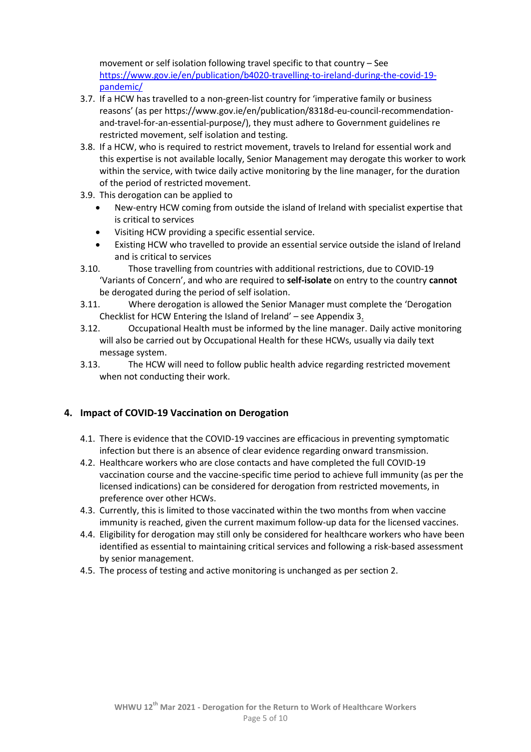movement or self isolation following travel specific to that country – See https://www.gov.ie/en/publication/b4020-travelling-to-ireland-during-the-covid-19-pandemic/

3.7. If a HCW has travelled to a non-green-list country for 'imperative family or business reasons' (as per https://www.gov.ie/en/publication/8318d-eu-council-recommendation-and-travel-for-an-essential-purpose/), they must adhere to Government guidelines re restricted movement, self isolation and testing.

3.8. If a HCW, who is required to restrict movement, travels to Ireland for essential work and this expertise is not available locally, Senior Management may derogate this worker to work within the service, with twice daily active monitoring by the line manager, for the duration of the period of restricted movement.

3.9. This derogation can be applied to
- New-entry HCW coming from outside the island of Ireland with specialist expertise that is critical to services
- Visiting HCW providing a specific essential service.
- Existing HCW who travelled to provide an essential service outside the island of Ireland and is critical to services

3.10. Those travelling from countries with additional restrictions, due to COVID-19 'Variants of Concern', and who are required to **self-isolate** on entry to the country **cannot** be derogated during the period of self isolation.

3.11. Where derogation is allowed the Senior Manager must complete the 'Derogation Checklist for HCW Entering the Island of Ireland' – see Appendix 3.

3.12. Occupational Health must be informed by the line manager. Daily active monitoring will also be carried out by Occupational Health for these HCWs, usually via daily text message system.

3.13. The HCW will need to follow public health advice regarding restricted movement when not conducting their work.

## 4. Impact of COVID-19 Vaccination on Derogation

4.1. There is evidence that the COVID-19 vaccines are efficacious in preventing symptomatic infection but there is an absence of clear evidence regarding onward transmission.

4.2. Healthcare workers who are close contacts and have completed the full COVID-19 vaccination course and the vaccine-specific time period to achieve full immunity (as per the licensed indications) can be considered for derogation from restricted movements, in preference over other HCWs.

4.3. Currently, this is limited to those vaccinated within the two months from when vaccine immunity is reached, given the current maximum follow-up data for the licensed vaccines.

4.4. Eligibility for derogation may still only be considered for healthcare workers who have been identified as essential to maintaining critical services and following a risk-based assessment by senior management.

4.5. The process of testing and active monitoring is unchanged as per section 2.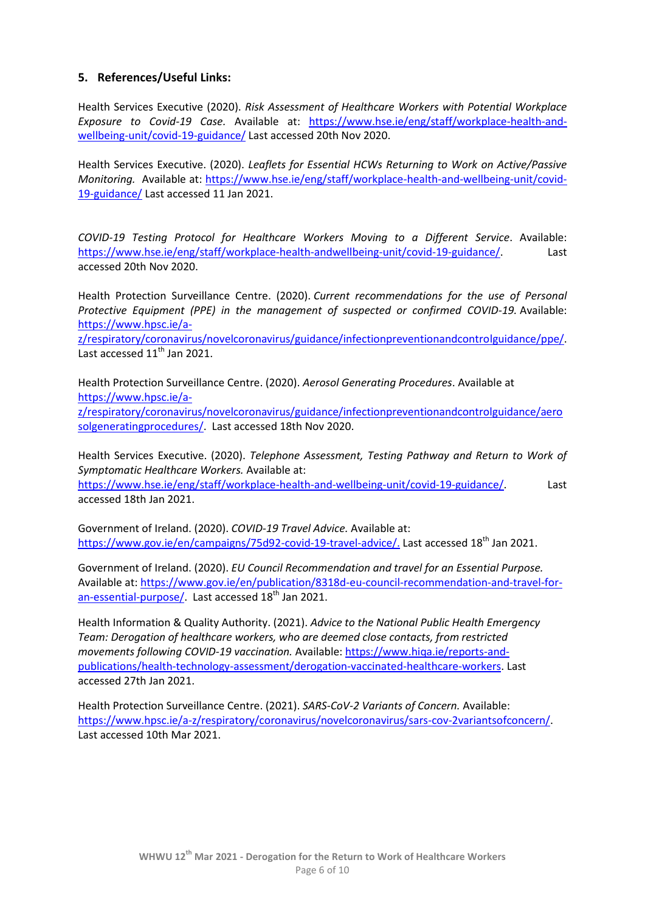## 5. References/Useful Links:

Health Services Executive (2020). *Risk Assessment of Healthcare Workers with Potential Workplace Exposure to Covid-19 Case.* Available at: https://www.hse.ie/eng/staff/workplace-health-and-wellbeing-unit/covid-19-guidance/ Last accessed 20th Nov 2020.

Health Services Executive. (2020). *Leaflets for Essential HCWs Returning to Work on Active/Passive Monitoring.* Available at: https://www.hse.ie/eng/staff/workplace-health-and-wellbeing-unit/covid-19-guidance/ Last accessed 11 Jan 2021.

*COVID-19 Testing Protocol for Healthcare Workers Moving to a Different Service*. Available: https://www.hse.ie/eng/staff/workplace-health-andwellbeing-unit/covid-19-guidance/. Last accessed 20th Nov 2020.

Health Protection Surveillance Centre. (2020). *Current recommendations for the use of Personal Protective Equipment (PPE) in the management of suspected or confirmed COVID-19.* Available: https://www.hpsc.ie/a-z/respiratory/coronavirus/novelcoronavirus/guidance/infectionpreventionandcontrolguidance/ppe/. Last accessed 11th Jan 2021.

Health Protection Surveillance Centre. (2020). *Aerosol Generating Procedures*. Available at https://www.hpsc.ie/a-z/respiratory/coronavirus/novelcoronavirus/guidance/infectionpreventionandcontrolguidance/aerosolgeneratingprocedures/. Last accessed 18th Nov 2020.

Health Services Executive. (2020). *Telephone Assessment, Testing Pathway and Return to Work of Symptomatic Healthcare Workers.* Available at: https://www.hse.ie/eng/staff/workplace-health-and-wellbeing-unit/covid-19-guidance/. Last accessed 18th Jan 2021.

Government of Ireland. (2020). *COVID-19 Travel Advice.* Available at: https://www.gov.ie/en/campaigns/75d92-covid-19-travel-advice/. Last accessed 18th Jan 2021.

Government of Ireland. (2020). *EU Council Recommendation and travel for an Essential Purpose.* Available at: https://www.gov.ie/en/publication/8318d-eu-council-recommendation-and-travel-for-an-essential-purpose/. Last accessed 18th Jan 2021.

Health Information & Quality Authority. (2021). *Advice to the National Public Health Emergency Team: Derogation of healthcare workers, who are deemed close contacts, from restricted movements following COVID-19 vaccination.* Available: https://www.hiqa.ie/reports-and-publications/health-technology-assessment/derogation-vaccinated-healthcare-workers. Last accessed 27th Jan 2021.

Health Protection Surveillance Centre. (2021). *SARS-CoV-2 Variants of Concern.* Available: https://www.hpsc.ie/a-z/respiratory/coronavirus/novelcoronavirus/sars-cov-2variantsofconcern/. Last accessed 10th Mar 2021.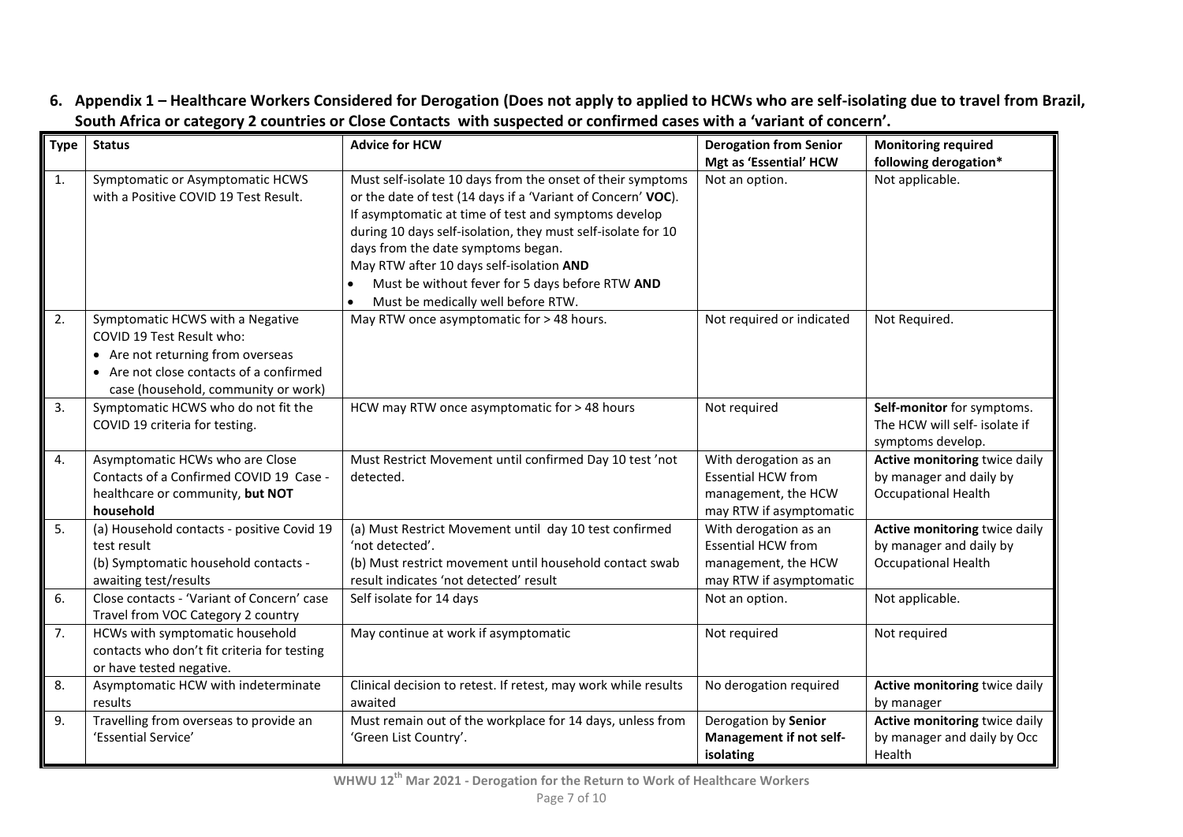## 6. Appendix 1 – Healthcare Workers Considered for Derogation (Does not apply to applied to HCWs who are self-isolating due to travel from Brazil, South Africa or category 2 countries or Close Contacts with suspected or confirmed cases with a 'variant of concern'.

| Type | Status | Advice for HCW | Derogation from Senior Mgt as 'Essential' HCW | Monitoring required following derogation* |
|---|---|---|---|---|
| 1. | Symptomatic or Asymptomatic HCWS with a Positive COVID 19 Test Result. | Must self-isolate 10 days from the onset of their symptoms or the date of test (14 days if a 'Variant of Concern' **VOC**). If asymptomatic at time of test and symptoms develop during 10 days self-isolation, they must self-isolate for 10 days from the date symptoms began. May RTW after 10 days self-isolation **AND**<br>• Must be without fever for 5 days before RTW **AND**<br>• Must be medically well before RTW. | Not an option. | Not applicable. |
| 2. | Symptomatic HCWS with a Negative COVID 19 Test Result who:<br>• Are not returning from overseas<br>• Are not close contacts of a confirmed case (household, community or work) | May RTW once asymptomatic for > 48 hours. | Not required or indicated | Not Required. |
| 3. | Symptomatic HCWS who do not fit the COVID 19 criteria for testing. | HCW may RTW once asymptomatic for > 48 hours | Not required | **Self-monitor** for symptoms. The HCW will self- isolate if symptoms develop. |
| 4. | Asymptomatic HCWs who are Close Contacts of a Confirmed COVID 19 Case - healthcare or community, **but NOT household** | Must Restrict Movement until confirmed Day 10 test 'not detected. | With derogation as an Essential HCW from management, the HCW may RTW if asymptomatic | **Active monitoring** twice daily by manager and daily by Occupational Health |
| 5. | (a) Household contacts - positive Covid 19 test result<br>(b) Symptomatic household contacts - awaiting test/results | (a) Must Restrict Movement until day 10 test confirmed 'not detected'.<br>(b) Must restrict movement until household contact swab result indicates 'not detected' result | With derogation as an Essential HCW from management, the HCW may RTW if asymptomatic | **Active monitoring** twice daily by manager and daily by Occupational Health |
| 6. | Close contacts - 'Variant of Concern' case Travel from VOC Category 2 country | Self isolate for 14 days | Not an option. | Not applicable. |
| 7. | HCWs with symptomatic household contacts who don't fit criteria for testing or have tested negative. | May continue at work if asymptomatic | Not required | Not required |
| 8. | Asymptomatic HCW with indeterminate results | Clinical decision to retest. If retest, may work while results awaited | No derogation required | **Active monitoring** twice daily by manager |
| 9. | Travelling from overseas to provide an 'Essential Service' | Must remain out of the workplace for 14 days, unless from 'Green List Country'. | Derogation by **Senior Management if not self-isolating** | **Active monitoring** twice daily by manager and daily by Occ Health |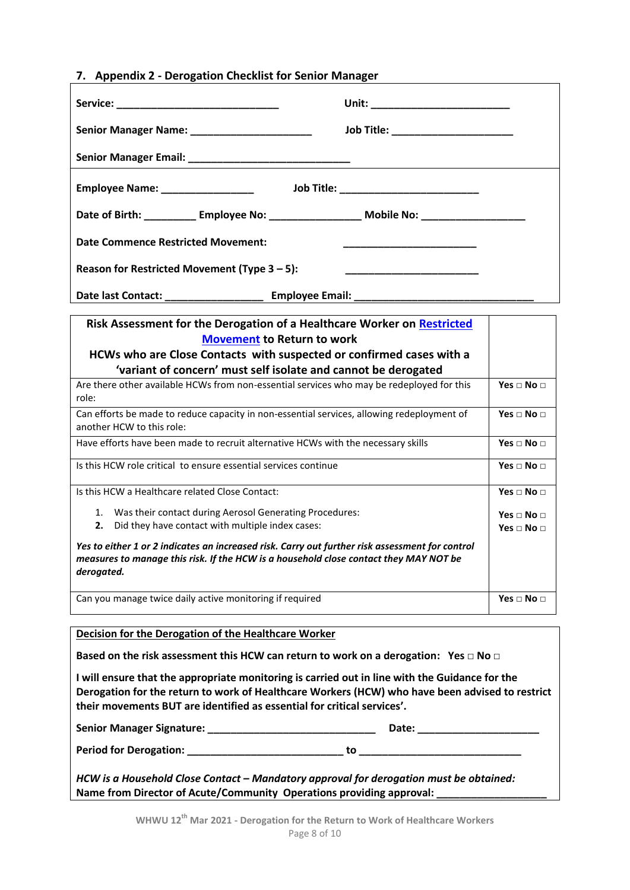## 7. Appendix 2 - Derogation Checklist for Senior Manager

**Service:** ____________________________ **Unit:** ________________________

**Senior Manager Name:** _____________________ **Job Title:** _____________________

**Senior Manager Email:** ___________________________

**Employee Name:** ________________ **Job Title:** ________________________

**Date of Birth:** _________ **Employee No:** _______________ **Mobile No:** _________________

**Date Commence Restricted Movement:** _______________________

**Reason for Restricted Movement (Type 3 – 5):** _______________________

**Date last Contact:** _________________ **Employee Email:** ______________________________

| **Risk Assessment for the Derogation of a Healthcare Worker on [Restricted Movement]() to Return to work**<br>**HCWs who are Close Contacts with suspected or confirmed cases with a 'variant of concern' must self isolate and cannot be derogated** | |
|---|---|
| Are there other available HCWs from non-essential services who may be redeployed for this role: | **Yes □ No □** |
| Can efforts be made to reduce capacity in non-essential services, allowing redeployment of another HCW to this role: | **Yes □ No □** |
| Have efforts have been made to recruit alternative HCWs with the necessary skills | **Yes □ No □** |
| Is this HCW role critical to ensure essential services continue | **Yes □ No □** |
| Is this HCW a Healthcare related Close Contact: | **Yes □ No □** |
| 1. Was their contact during Aerosol Generating Procedures: | **Yes □ No □** |
| **2.** Did they have contact with multiple index cases: | **Yes □ No □** |
| ***Yes to either 1 or 2 indicates an increased risk. Carry out further risk assessment for control measures to manage this risk. If the HCW is a household close contact they MAY NOT be derogated.*** | |
| Can you manage twice daily active monitoring if required | **Yes □ No □** |

**<u>Decision for the Derogation of the Healthcare Worker</u>**

**Based on the risk assessment this HCW can return to work on a derogation: Yes □ No □**

**I will ensure that the appropriate monitoring is carried out in line with the Guidance for the Derogation for the return to work of Healthcare Workers (HCW) who have been advised to restrict their movements BUT are identified as essential for critical services'.**

**Senior Manager Signature:** _____________________________ **Date:** ____________________

**Period for Derogation:** __________________________ **to** ___________________________

***HCW is a Household Close Contact – Mandatory approval for derogation must be obtained:***
**Name from Director of Acute/Community Operations providing approval:** ___________________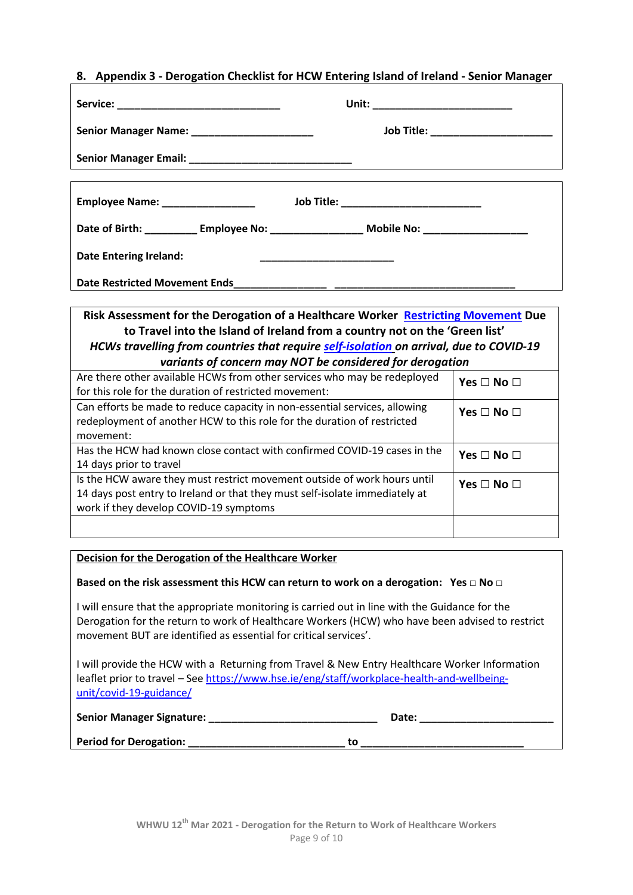## 8. Appendix 3 - Derogation Checklist for HCW Entering Island of Ireland - Senior Manager

**Service:** ____________________________ **Unit:** ________________________

**Senior Manager Name:** _____________________ **Job Title:** _____________________

**Senior Manager Email:** ____________________________

**Employee Name:** ________________ **Job Title:** ________________________

**Date of Birth:** _________ **Employee No:** ________________ **Mobile No:** __________________

**Date Entering Ireland:** ________________________

**Date Restricted Movement Ends**________________ ________________________________

| **Risk Assessment for the Derogation of a Healthcare Worker [Restricting Movement] Due to Travel into the Island of Ireland from a country not on the 'Green list'** ***HCWs travelling from countries that require [self-isolation] on arrival, due to COVID-19 variants of concern may NOT be considered for derogation*** | |
|---|---|
| Are there other available HCWs from other services who may be redeployed for this role for the duration of restricted movement: | **Yes ☐ No ☐** |
| Can efforts be made to reduce capacity in non-essential services, allowing redeployment of another HCW to this role for the duration of restricted movement: | **Yes ☐ No ☐** |
| Has the HCW had known close contact with confirmed COVID-19 cases in the 14 days prior to travel | **Yes ☐ No ☐** |
| Is the HCW aware they must restrict movement outside of work hours until 14 days post entry to Ireland or that they must self-isolate immediately at work if they develop COVID-19 symptoms | **Yes ☐ No ☐** |
| | |

**Decision for the Derogation of the Healthcare Worker**

**Based on the risk assessment this HCW can return to work on a derogation: Yes □ No □**

I will ensure that the appropriate monitoring is carried out in line with the Guidance for the Derogation for the return to work of Healthcare Workers (HCW) who have been advised to restrict movement BUT are identified as essential for critical services'.

I will provide the HCW with a Returning from Travel & New Entry Healthcare Worker Information leaflet prior to travel – See https://www.hse.ie/eng/staff/workplace-health-and-wellbeing-unit/covid-19-guidance/

**Senior Manager Signature:** ______________________________ **Date:** _______________________

**Period for Derogation:** ___________________________ **to** ____________________________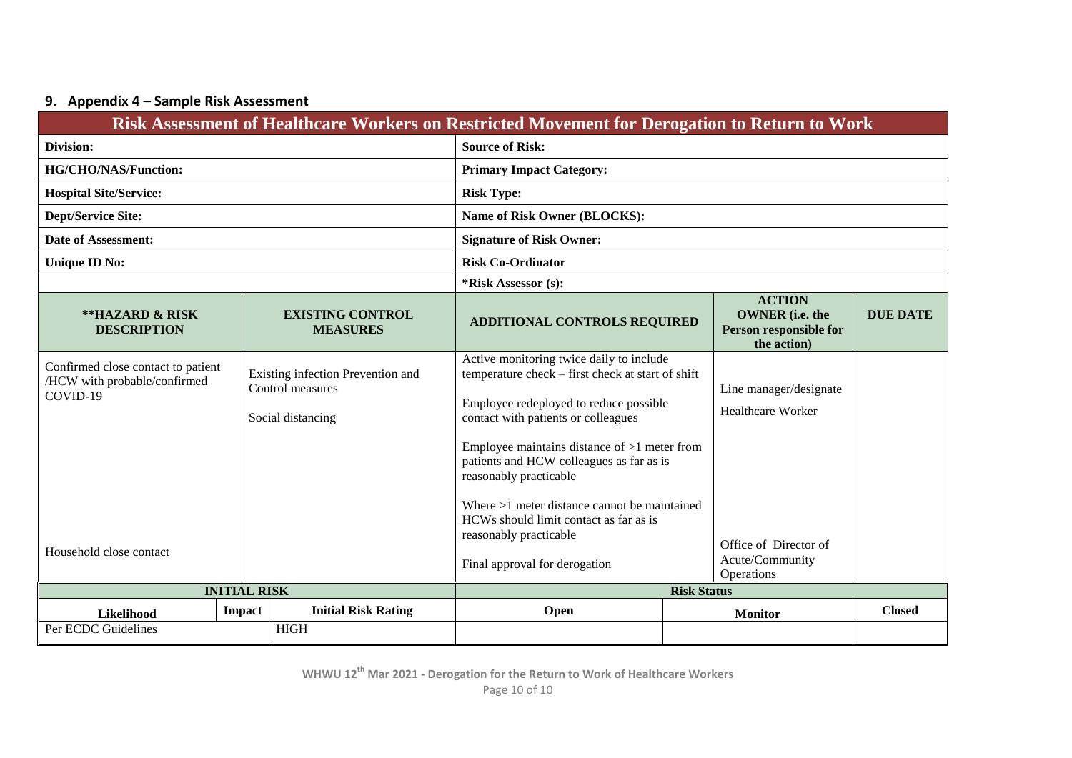## 9. Appendix 4 – Sample Risk Assessment

| Risk Assessment of Healthcare Workers on Restricted Movement for Derogation to Return to Work | | | | |
|---|---|---|---|---|
| **Division:** | | **Source of Risk:** | | |
| **HG/CHO/NAS/Function:** | | **Primary Impact Category:** | | |
| **Hospital Site/Service:** | | **Risk Type:** | | |
| **Dept/Service Site:** | | **Name of Risk Owner (BLOCKS):** | | |
| **Date of Assessment:** | | **Signature of Risk Owner:** | | |
| **Unique ID No:** | | **Risk Co-Ordinator** | | |
| | | **\*Risk Assessor (s):** | | |
| **\*\*HAZARD & RISK DESCRIPTION** | **EXISTING CONTROL MEASURES** | **ADDITIONAL CONTROLS REQUIRED** | **ACTION OWNER (i.e. the Person responsible for the action)** | **DUE DATE** |
| Confirmed close contact to patient /HCW with probable/confirmed COVID-19<br><br>Household close contact | Existing infection Prevention and Control measures<br><br>Social distancing | Active monitoring twice daily to include temperature check – first check at start of shift<br><br>Employee redeployed to reduce possible contact with patients or colleagues<br><br>Employee maintains distance of >1 meter from patients and HCW colleagues as far as is reasonably practicable<br><br>Where >1 meter distance cannot be maintained HCWs should limit contact as far as is reasonably practicable<br><br>Final approval for derogation | Line manager/designate<br><br>Healthcare Worker<br><br>Office of Director of Acute/Community Operations | |

| INITIAL RISK | | | Risk Status | | |
|---|---|---|---|---|---|
| **Likelihood** | **Impact** | **Initial Risk Rating** | **Open** | **Monitor** | **Closed** |
| Per ECDC Guidelines | | HIGH | | | |